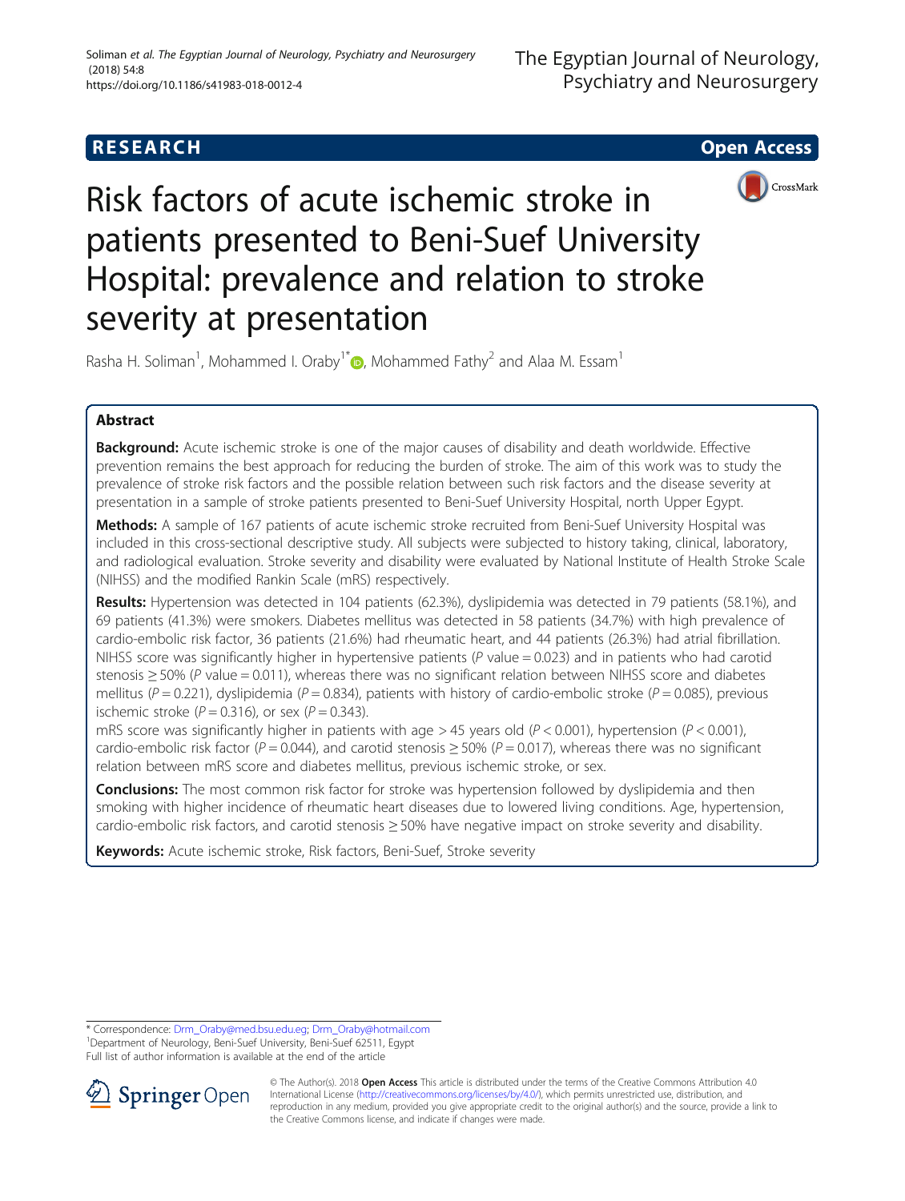**RESEARCH** **Open Access**

# Risk factors of acute ischemic stroke in patients presented to Beni-Suef University Hospital: prevalence and relation to stroke severity at presentation

Rasha H. Soliman[1], Mohammed I. Oraby[1*], Mohammed Fathy[2] and Alaa M. Essam[1]

## Abstract

**Background:** Acute ischemic stroke is one of the major causes of disability and death worldwide. Effective prevention remains the best approach for reducing the burden of stroke. The aim of this work was to study the prevalence of stroke risk factors and the possible relation between such risk factors and the disease severity at presentation in a sample of stroke patients presented to Beni-Suef University Hospital, north Upper Egypt.

**Methods:** A sample of 167 patients of acute ischemic stroke recruited from Beni-Suef University Hospital was included in this cross-sectional descriptive study. All subjects were subjected to history taking, clinical, laboratory, and radiological evaluation. Stroke severity and disability were evaluated by National Institute of Health Stroke Scale (NIHSS) and the modified Rankin Scale (mRS) respectively.

**Results:** Hypertension was detected in 104 patients (62.3%), dyslipidemia was detected in 79 patients (58.1%), and 69 patients (41.3%) were smokers. Diabetes mellitus was detected in 58 patients (34.7%) with high prevalence of cardio-embolic risk factor, 36 patients (21.6%) had rheumatic heart, and 44 patients (26.3%) had atrial fibrillation. NIHSS score was significantly higher in hypertensive patients ($P$ value = 0.023) and in patients who had carotid stenosis ≥ 50% ($P$ value = 0.011), whereas there was no significant relation between NIHSS score and diabetes mellitus ($P = 0.221$), dyslipidemia ($P = 0.834$), patients with history of cardio-embolic stroke ($P = 0.085$), previous ischemic stroke ($P = 0.316$), or sex ($P = 0.343$).

mRS score was significantly higher in patients with age > 45 years old ($P < 0.001$), hypertension ($P < 0.001$), cardio-embolic risk factor ($P = 0.044$), and carotid stenosis ≥ 50% ($P = 0.017$), whereas there was no significant relation between mRS score and diabetes mellitus, previous ischemic stroke, or sex.

**Conclusions:** The most common risk factor for stroke was hypertension followed by dyslipidemia and then smoking with higher incidence of rheumatic heart diseases due to lowered living conditions. Age, hypertension, cardio-embolic risk factors, and carotid stenosis ≥ 50% have negative impact on stroke severity and disability.

**Keywords:** Acute ischemic stroke, Risk factors, Beni-Suef, Stroke severity

\* Correspondence: Drm_Oraby@med.bsu.edu.eg; Drm_Oraby@hotmail.com
[1]Department of Neurology, Beni-Suef University, Beni-Suef 62511, Egypt
Full list of author information is available at the end of the article

© The Author(s). 2018 **Open Access** This article is distributed under the terms of the Creative Commons Attribution 4.0 International License (http://creativecommons.org/licenses/by/4.0/), which permits unrestricted use, distribution, and reproduction in any medium, provided you give appropriate credit to the original author(s) and the source, provide a link to the Creative Commons license, and indicate if changes were made.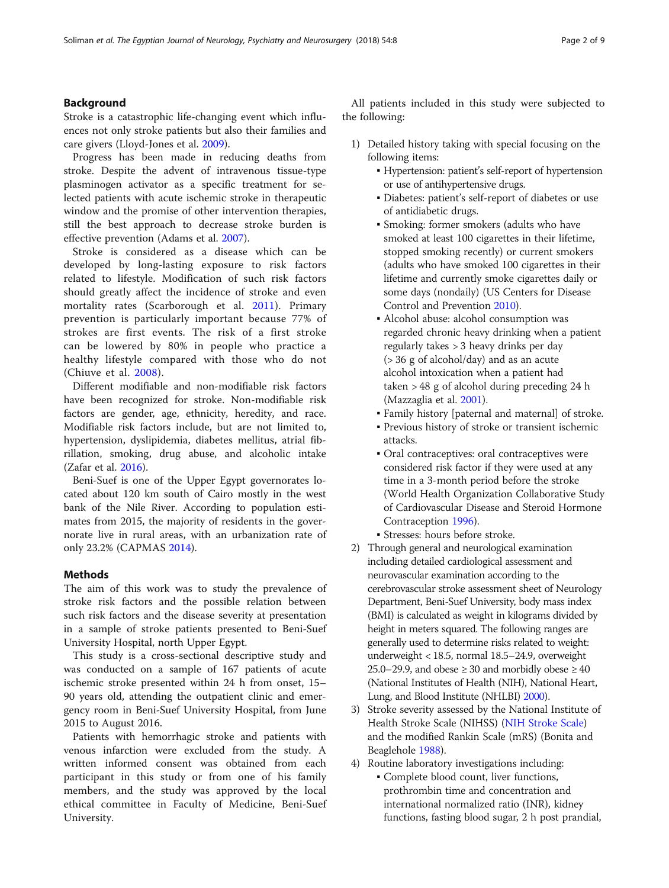## Background

Stroke is a catastrophic life-changing event which influences not only stroke patients but also their families and care givers (Lloyd-Jones et al. 2009).

Progress has been made in reducing deaths from stroke. Despite the advent of intravenous tissue-type plasminogen activator as a specific treatment for selected patients with acute ischemic stroke in therapeutic window and the promise of other intervention therapies, still the best approach to decrease stroke burden is effective prevention (Adams et al. 2007).

Stroke is considered as a disease which can be developed by long-lasting exposure to risk factors related to lifestyle. Modification of such risk factors should greatly affect the incidence of stroke and even mortality rates (Scarborough et al. 2011). Primary prevention is particularly important because 77% of strokes are first events. The risk of a first stroke can be lowered by 80% in people who practice a healthy lifestyle compared with those who do not (Chiuve et al. 2008).

Different modifiable and non-modifiable risk factors have been recognized for stroke. Non-modifiable risk factors are gender, age, ethnicity, heredity, and race. Modifiable risk factors include, but are not limited to, hypertension, dyslipidemia, diabetes mellitus, atrial fibrillation, smoking, drug abuse, and alcoholic intake (Zafar et al. 2016).

Beni-Suef is one of the Upper Egypt governorates located about 120 km south of Cairo mostly in the west bank of the Nile River. According to population estimates from 2015, the majority of residents in the governorate live in rural areas, with an urbanization rate of only 23.2% (CAPMAS 2014).

## Methods

The aim of this work was to study the prevalence of stroke risk factors and the possible relation between such risk factors and the disease severity at presentation in a sample of stroke patients presented to Beni-Suef University Hospital, north Upper Egypt.

This study is a cross-sectional descriptive study and was conducted on a sample of 167 patients of acute ischemic stroke presented within 24 h from onset, 15–90 years old, attending the outpatient clinic and emergency room in Beni-Suef University Hospital, from June 2015 to August 2016.

Patients with hemorrhagic stroke and patients with venous infarction were excluded from the study. A written informed consent was obtained from each participant in this study or from one of his family members, and the study was approved by the local ethical committee in Faculty of Medicine, Beni-Suef University.

All patients included in this study were subjected to the following:

1) Detailed history taking with special focusing on the following items:
   - Hypertension: patient's self-report of hypertension or use of antihypertensive drugs.
   - Diabetes: patient's self-report of diabetes or use of antidiabetic drugs.
   - Smoking: former smokers (adults who have smoked at least 100 cigarettes in their lifetime, stopped smoking recently) or current smokers (adults who have smoked 100 cigarettes in their lifetime and currently smoke cigarettes daily or some days (nondaily) (US Centers for Disease Control and Prevention 2010).
   - Alcohol abuse: alcohol consumption was regarded chronic heavy drinking when a patient regularly takes > 3 heavy drinks per day (> 36 g of alcohol/day) and as an acute alcohol intoxication when a patient had taken > 48 g of alcohol during preceding 24 h (Mazzaglia et al. 2001).
   - Family history [paternal and maternal] of stroke.
   - Previous history of stroke or transient ischemic attacks.
   - Oral contraceptives: oral contraceptives were considered risk factor if they were used at any time in a 3-month period before the stroke (World Health Organization Collaborative Study of Cardiovascular Disease and Steroid Hormone Contraception 1996).
   - Stresses: hours before stroke.
2) Through general and neurological examination including detailed cardiological assessment and neurovascular examination according to the cerebrovascular stroke assessment sheet of Neurology Department, Beni-Suef University, body mass index (BMI) is calculated as weight in kilograms divided by height in meters squared. The following ranges are generally used to determine risks related to weight: underweight < 18.5, normal 18.5–24.9, overweight 25.0–29.9, and obese ≥ 30 and morbidly obese ≥ 40 (National Institutes of Health (NIH), National Heart, Lung, and Blood Institute (NHLBI) 2000).
3) Stroke severity assessed by the National Institute of Health Stroke Scale (NIHSS) (NIH Stroke Scale) and the modified Rankin Scale (mRS) (Bonita and Beaglehole 1988).
4) Routine laboratory investigations including:
   - Complete blood count, liver functions, prothrombin time and concentration and international normalized ratio (INR), kidney functions, fasting blood sugar, 2 h post prandial,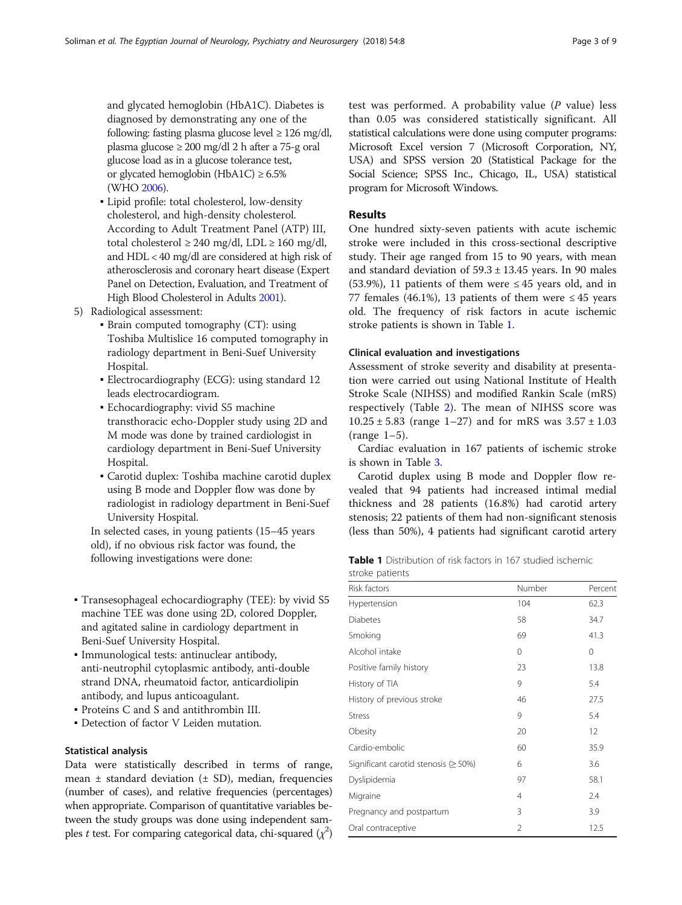and glycated hemoglobin (HbA1C). Diabetes is diagnosed by demonstrating any one of the following: fasting plasma glucose level ≥ 126 mg/dl, plasma glucose ≥ 200 mg/dl 2 h after a 75-g oral glucose load as in a glucose tolerance test, or glycated hemoglobin (HbA1C) ≥ 6.5% (WHO 2006).

- Lipid profile: total cholesterol, low-density cholesterol, and high-density cholesterol. According to Adult Treatment Panel (ATP) III, total cholesterol ≥ 240 mg/dl, LDL ≥ 160 mg/dl, and HDL < 40 mg/dl are considered at high risk of atherosclerosis and coronary heart disease (Expert Panel on Detection, Evaluation, and Treatment of High Blood Cholesterol in Adults 2001).

5) Radiological assessment:
   - Brain computed tomography (CT): using Toshiba Multislice 16 computed tomography in radiology department in Beni-Suef University Hospital.
   - Electrocardiography (ECG): using standard 12 leads electrocardiogram.
   - Echocardiography: vivid S5 machine transthoracic echo-Doppler study using 2D and M mode was done by trained cardiologist in cardiology department in Beni-Suef University Hospital.
   - Carotid duplex: Toshiba machine carotid duplex using B mode and Doppler flow was done by radiologist in radiology department in Beni-Suef University Hospital.

   In selected cases, in young patients (15–45 years old), if no obvious risk factor was found, the following investigations were done:

- Transesophageal echocardiography (TEE): by vivid S5 machine TEE was done using 2D, colored Doppler, and agitated saline in cardiology department in Beni-Suef University Hospital.
- Immunological tests: antinuclear antibody, anti-neutrophil cytoplasmic antibody, anti-double strand DNA, rheumatoid factor, anticardiolipin antibody, and lupus anticoagulant.
- Proteins C and S and antithrombin III.
- Detection of factor V Leiden mutation.

### Statistical analysis

Data were statistically described in terms of range, mean ± standard deviation (± SD), median, frequencies (number of cases), and relative frequencies (percentages) when appropriate. Comparison of quantitative variables between the study groups was done using independent samples *t* test. For comparing categorical data, chi-squared ($\chi^2$) test was performed. A probability value (*P* value) less than 0.05 was considered statistically significant. All statistical calculations were done using computer programs: Microsoft Excel version 7 (Microsoft Corporation, NY, USA) and SPSS version 20 (Statistical Package for the Social Science; SPSS Inc., Chicago, IL, USA) statistical program for Microsoft Windows.

## Results

One hundred sixty-seven patients with acute ischemic stroke were included in this cross-sectional descriptive study. Their age ranged from 15 to 90 years, with mean and standard deviation of 59.3 ± 13.45 years. In 90 males (53.9%), 11 patients of them were ≤ 45 years old, and in 77 females (46.1%), 13 patients of them were ≤ 45 years old. The frequency of risk factors in acute ischemic stroke patients is shown in Table 1.

### Clinical evaluation and investigations

Assessment of stroke severity and disability at presentation were carried out using National Institute of Health Stroke Scale (NIHSS) and modified Rankin Scale (mRS) respectively (Table 2). The mean of NIHSS score was 10.25 ± 5.83 (range 1–27) and for mRS was 3.57 ± 1.03 (range 1–5).

Cardiac evaluation in 167 patients of ischemic stroke is shown in Table 3.

Carotid duplex using B mode and Doppler flow revealed that 94 patients had increased intimal medial thickness and 28 patients (16.8%) had carotid artery stenosis; 22 patients of them had non-significant stenosis (less than 50%), 4 patients had significant carotid artery

**Table 1** Distribution of risk factors in 167 studied ischemic stroke patients

| Risk factors | Number | Percent |
| --- | --- | --- |
| Hypertension | 104 | 62.3 |
| Diabetes | 58 | 34.7 |
| Smoking | 69 | 41.3 |
| Alcohol intake | 0 | 0 |
| Positive family history | 23 | 13.8 |
| History of TIA | 9 | 5.4 |
| History of previous stroke | 46 | 27.5 |
| Stress | 9 | 5.4 |
| Obesity | 20 | 12 |
| Cardio-embolic | 60 | 35.9 |
| Significant carotid stenosis (≥ 50%) | 6 | 3.6 |
| Dyslipidemia | 97 | 58.1 |
| Migraine | 4 | 2.4 |
| Pregnancy and postpartum | 3 | 3.9 |
| Oral contraceptive | 2 | 12.5 |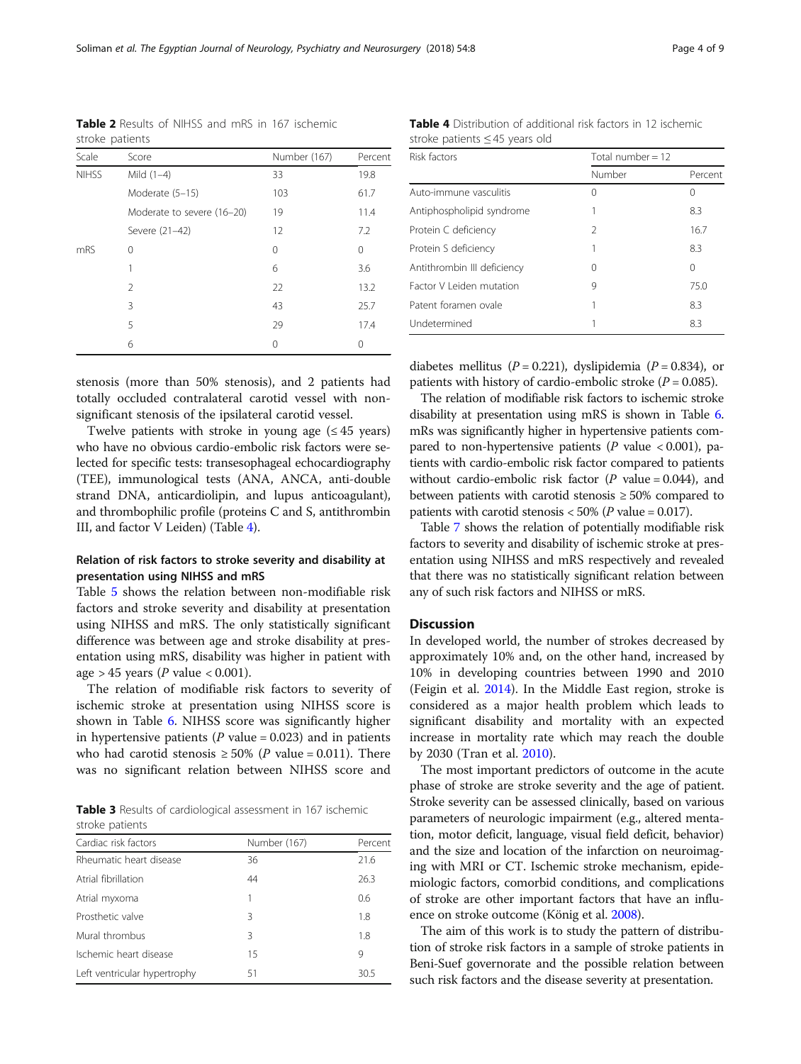**Table 2** Results of NIHSS and mRS in 167 ischemic stroke patients

| Scale | Score | Number (167) | Percent |
|---|---|---|---|
| NIHSS | Mild (1–4) | 33 | 19.8 |
| | Moderate (5–15) | 103 | 61.7 |
| | Moderate to severe (16–20) | 19 | 11.4 |
| | Severe (21–42) | 12 | 7.2 |
| mRS | 0 | 0 | 0 |
| | 1 | 6 | 3.6 |
| | 2 | 22 | 13.2 |
| | 3 | 43 | 25.7 |
| | 5 | 29 | 17.4 |
| | 6 | 0 | 0 |

stenosis (more than 50% stenosis), and 2 patients had totally occluded contralateral carotid vessel with non-significant stenosis of the ipsilateral carotid vessel.

Twelve patients with stroke in young age (≤ 45 years) who have no obvious cardio-embolic risk factors were selected for specific tests: transesophageal echocardiography (TEE), immunological tests (ANA, ANCA, anti-double strand DNA, anticardiolipin, and lupus anticoagulant), and thrombophilic profile (proteins C and S, antithrombin III, and factor V Leiden) (Table 4).

### Relation of risk factors to stroke severity and disability at presentation using NIHSS and mRS

Table 5 shows the relation between non-modifiable risk factors and stroke severity and disability at presentation using NIHSS and mRS. The only statistically significant difference was between age and stroke disability at presentation using mRS, disability was higher in patient with age > 45 years ($P$ value < 0.001).

The relation of modifiable risk factors to severity of ischemic stroke at presentation using NIHSS score is shown in Table 6. NIHSS score was significantly higher in hypertensive patients ($P$ value = 0.023) and in patients who had carotid stenosis ≥ 50% ($P$ value = 0.011). There was no significant relation between NIHSS score and diabetes mellitus ($P$ = 0.221), dyslipidemia ($P$ = 0.834), or patients with history of cardio-embolic stroke ($P$ = 0.085).

**Table 3** Results of cardiological assessment in 167 ischemic stroke patients

| Cardiac risk factors | Number (167) | Percent |
|---|---|---|
| Rheumatic heart disease | 36 | 21.6 |
| Atrial fibrillation | 44 | 26.3 |
| Atrial myxoma | 1 | 0.6 |
| Prosthetic valve | 3 | 1.8 |
| Mural thrombus | 3 | 1.8 |
| Ischemic heart disease | 15 | 9 |
| Left ventricular hypertrophy | 51 | 30.5 |

**Table 4** Distribution of additional risk factors in 12 ischemic stroke patients ≤ 45 years old

| Risk factors | Total number = 12 | |
|---|---|---|
| | Number | Percent |
| Auto-immune vasculitis | 0 | 0 |
| Antiphospholipid syndrome | 1 | 8.3 |
| Protein C deficiency | 2 | 16.7 |
| Protein S deficiency | 1 | 8.3 |
| Antithrombin III deficiency | 0 | 0 |
| Factor V Leiden mutation | 9 | 75.0 |
| Patent foramen ovale | 1 | 8.3 |
| Undetermined | 1 | 8.3 |

The relation of modifiable risk factors to ischemic stroke disability at presentation using mRS is shown in Table 6. mRs was significantly higher in hypertensive patients compared to non-hypertensive patients ($P$ value < 0.001), patients with cardio-embolic risk factor compared to patients without cardio-embolic risk factor ($P$ value = 0.044), and between patients with carotid stenosis ≥ 50% compared to patients with carotid stenosis < 50% ($P$ value = 0.017).

Table 7 shows the relation of potentially modifiable risk factors to severity and disability of ischemic stroke at presentation using NIHSS and mRS respectively and revealed that there was no statistically significant relation between any of such risk factors and NIHSS or mRS.

## Discussion

In developed world, the number of strokes decreased by approximately 10% and, on the other hand, increased by 10% in developing countries between 1990 and 2010 (Feigin et al. 2014). In the Middle East region, stroke is considered as a major health problem which leads to significant disability and mortality with an expected increase in mortality rate which may reach the double by 2030 (Tran et al. 2010).

The most important predictors of outcome in the acute phase of stroke are stroke severity and the age of patient. Stroke severity can be assessed clinically, based on various parameters of neurologic impairment (e.g., altered mentation, motor deficit, language, visual field deficit, behavior) and the size and location of the infarction on neuroimaging with MRI or CT. Ischemic stroke mechanism, epidemiologic factors, comorbid conditions, and complications of stroke are other important factors that have an influence on stroke outcome (König et al. 2008).

The aim of this work is to study the pattern of distribution of stroke risk factors in a sample of stroke patients in Beni-Suef governorate and the possible relation between such risk factors and the disease severity at presentation.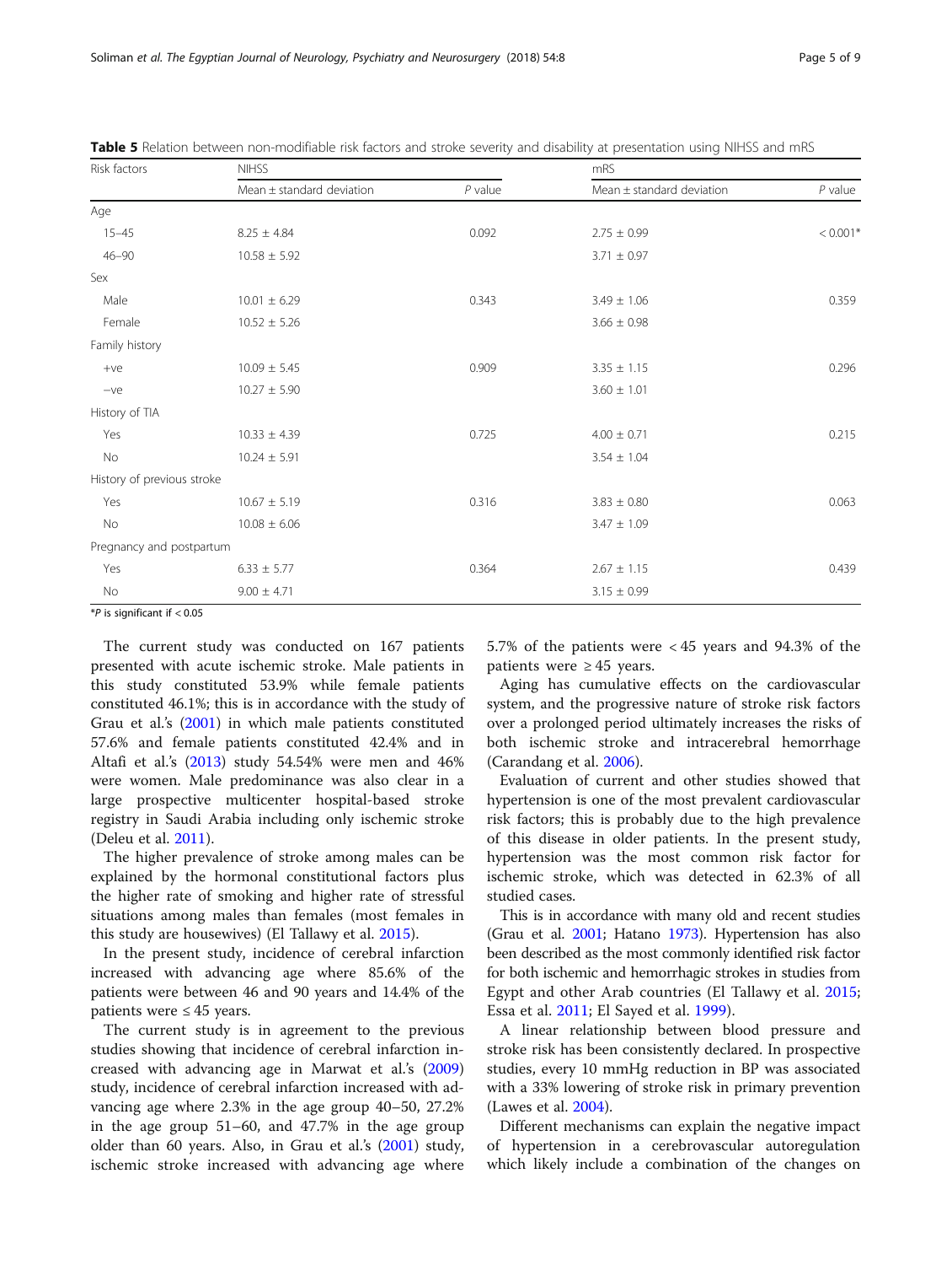**Table 5** Relation between non-modifiable risk factors and stroke severity and disability at presentation using NIHSS and mRS

| Risk factors | NIHSS | | mRS | |
|---|---|---|---|---|
| | Mean ± standard deviation | *P* value | Mean ± standard deviation | *P* value |
| Age | | | | |
| 15–45 | 8.25 ± 4.84 | 0.092 | 2.75 ± 0.99 | < 0.001* |
| 46–90 | 10.58 ± 5.92 | | 3.71 ± 0.97 | |
| Sex | | | | |
| Male | 10.01 ± 6.29 | 0.343 | 3.49 ± 1.06 | 0.359 |
| Female | 10.52 ± 5.26 | | 3.66 ± 0.98 | |
| Family history | | | | |
| +ve | 10.09 ± 5.45 | 0.909 | 3.35 ± 1.15 | 0.296 |
| −ve | 10.27 ± 5.90 | | 3.60 ± 1.01 | |
| History of TIA | | | | |
| Yes | 10.33 ± 4.39 | 0.725 | 4.00 ± 0.71 | 0.215 |
| No | 10.24 ± 5.91 | | 3.54 ± 1.04 | |
| History of previous stroke | | | | |
| Yes | 10.67 ± 5.19 | 0.316 | 3.83 ± 0.80 | 0.063 |
| No | 10.08 ± 6.06 | | 3.47 ± 1.09 | |
| Pregnancy and postpartum | | | | |
| Yes | 6.33 ± 5.77 | 0.364 | 2.67 ± 1.15 | 0.439 |
| No | 9.00 ± 4.71 | | 3.15 ± 0.99 | |

**P* is significant if < 0.05

The current study was conducted on 167 patients presented with acute ischemic stroke. Male patients in this study constituted 53.9% while female patients constituted 46.1%; this is in accordance with the study of Grau et al.'s (2001) in which male patients constituted 57.6% and female patients constituted 42.4% and in Altafi et al.'s (2013) study 54.54% were men and 46% were women. Male predominance was also clear in a large prospective multicenter hospital-based stroke registry in Saudi Arabia including only ischemic stroke (Deleu et al. 2011).

The higher prevalence of stroke among males can be explained by the hormonal constitutional factors plus the higher rate of smoking and higher rate of stressful situations among males than females (most females in this study are housewives) (El Tallawy et al. 2015).

In the present study, incidence of cerebral infarction increased with advancing age where 85.6% of the patients were between 46 and 90 years and 14.4% of the patients were ≤ 45 years.

The current study is in agreement to the previous studies showing that incidence of cerebral infarction increased with advancing age in Marwat et al.'s (2009) study, incidence of cerebral infarction increased with advancing age where 2.3% in the age group 40–50, 27.2% in the age group 51–60, and 47.7% in the age group older than 60 years. Also, in Grau et al.'s (2001) study, ischemic stroke increased with advancing age where 5.7% of the patients were < 45 years and 94.3% of the patients were ≥ 45 years.

Aging has cumulative effects on the cardiovascular system, and the progressive nature of stroke risk factors over a prolonged period ultimately increases the risks of both ischemic stroke and intracerebral hemorrhage (Carandang et al. 2006).

Evaluation of current and other studies showed that hypertension is one of the most prevalent cardiovascular risk factors; this is probably due to the high prevalence of this disease in older patients. In the present study, hypertension was the most common risk factor for ischemic stroke, which was detected in 62.3% of all studied cases.

This is in accordance with many old and recent studies (Grau et al. 2001; Hatano 1973). Hypertension has also been described as the most commonly identified risk factor for both ischemic and hemorrhagic strokes in studies from Egypt and other Arab countries (El Tallawy et al. 2015; Essa et al. 2011; El Sayed et al. 1999).

A linear relationship between blood pressure and stroke risk has been consistently declared. In prospective studies, every 10 mmHg reduction in BP was associated with a 33% lowering of stroke risk in primary prevention (Lawes et al. 2004).

Different mechanisms can explain the negative impact of hypertension in a cerebrovascular autoregulation which likely include a combination of the changes on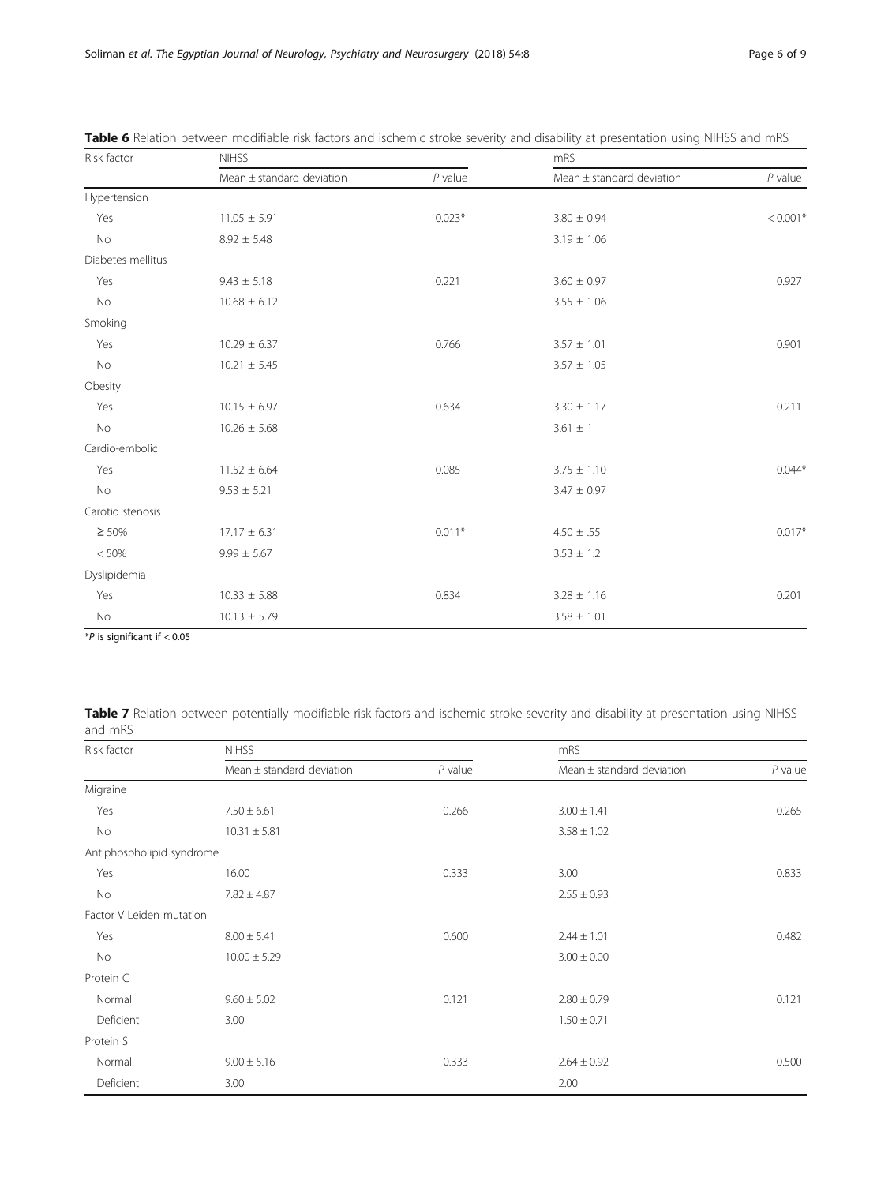**Table 6** Relation between modifiable risk factors and ischemic stroke severity and disability at presentation using NIHSS and mRS

| Risk factor | NIHSS | | mRS | |
|---|---|---|---|---|
| | Mean ± standard deviation | *P* value | Mean ± standard deviation | *P* value |
| Hypertension | | | | |
| Yes | 11.05 ± 5.91 | 0.023* | 3.80 ± 0.94 | < 0.001* |
| No | 8.92 ± 5.48 | | 3.19 ± 1.06 | |
| Diabetes mellitus | | | | |
| Yes | 9.43 ± 5.18 | 0.221 | 3.60 ± 0.97 | 0.927 |
| No | 10.68 ± 6.12 | | 3.55 ± 1.06 | |
| Smoking | | | | |
| Yes | 10.29 ± 6.37 | 0.766 | 3.57 ± 1.01 | 0.901 |
| No | 10.21 ± 5.45 | | 3.57 ± 1.05 | |
| Obesity | | | | |
| Yes | 10.15 ± 6.97 | 0.634 | 3.30 ± 1.17 | 0.211 |
| No | 10.26 ± 5.68 | | 3.61 ± 1 | |
| Cardio-embolic | | | | |
| Yes | 11.52 ± 6.64 | 0.085 | 3.75 ± 1.10 | 0.044* |
| No | 9.53 ± 5.21 | | 3.47 ± 0.97 | |
| Carotid stenosis | | | | |
| ≥ 50% | 17.17 ± 6.31 | 0.011* | 4.50 ± .55 | 0.017* |
| < 50% | 9.99 ± 5.67 | | 3.53 ± 1.2 | |
| Dyslipidemia | | | | |
| Yes | 10.33 ± 5.88 | 0.834 | 3.28 ± 1.16 | 0.201 |
| No | 10.13 ± 5.79 | | 3.58 ± 1.01 | |

**P* is significant if < 0.05

**Table 7** Relation between potentially modifiable risk factors and ischemic stroke severity and disability at presentation using NIHSS and mRS

| Risk factor | NIHSS | | mRS | |
|---|---|---|---|---|
| | Mean ± standard deviation | *P* value | Mean ± standard deviation | *P* value |
| Migraine | | | | |
| Yes | 7.50 ± 6.61 | 0.266 | 3.00 ± 1.41 | 0.265 |
| No | 10.31 ± 5.81 | | 3.58 ± 1.02 | |
| Antiphospholipid syndrome | | | | |
| Yes | 16.00 | 0.333 | 3.00 | 0.833 |
| No | 7.82 ± 4.87 | | 2.55 ± 0.93 | |
| Factor V Leiden mutation | | | | |
| Yes | 8.00 ± 5.41 | 0.600 | 2.44 ± 1.01 | 0.482 |
| No | 10.00 ± 5.29 | | 3.00 ± 0.00 | |
| Protein C | | | | |
| Normal | 9.60 ± 5.02 | 0.121 | 2.80 ± 0.79 | 0.121 |
| Deficient | 3.00 | | 1.50 ± 0.71 | |
| Protein S | | | | |
| Normal | 9.00 ± 5.16 | 0.333 | 2.64 ± 0.92 | 0.500 |
| Deficient | 3.00 | | 2.00 | |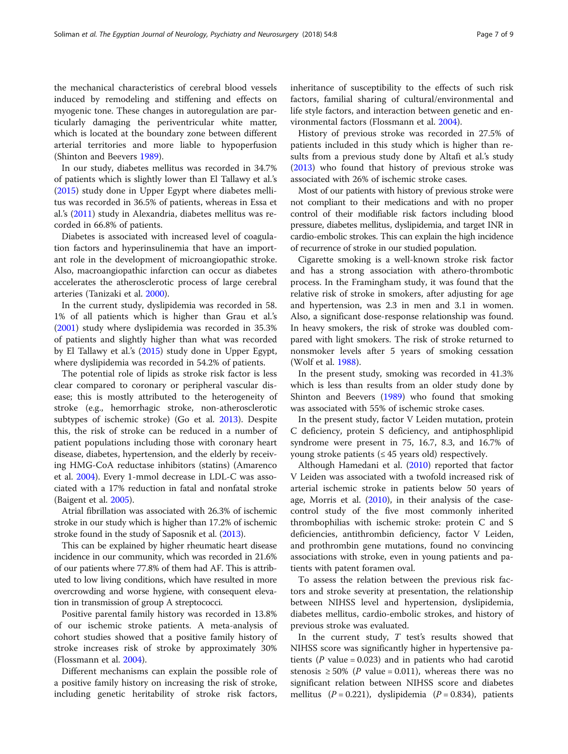the mechanical characteristics of cerebral blood vessels induced by remodeling and stiffening and effects on myogenic tone. These changes in autoregulation are particularly damaging the periventricular white matter, which is located at the boundary zone between different arterial territories and more liable to hypoperfusion (Shinton and Beevers 1989).

In our study, diabetes mellitus was recorded in 34.7% of patients which is slightly lower than El Tallawy et al.'s (2015) study done in Upper Egypt where diabetes mellitus was recorded in 36.5% of patients, whereas in Essa et al.'s (2011) study in Alexandria, diabetes mellitus was recorded in 66.8% of patients.

Diabetes is associated with increased level of coagulation factors and hyperinsulinemia that have an important role in the development of microangiopathic stroke. Also, macroangiopathic infarction can occur as diabetes accelerates the atherosclerotic process of large cerebral arteries (Tanizaki et al. 2000).

In the current study, dyslipidemia was recorded in 58.1% of all patients which is higher than Grau et al.'s (2001) study where dyslipidemia was recorded in 35.3% of patients and slightly higher than what was recorded by El Tallawy et al.'s (2015) study done in Upper Egypt, where dyslipidemia was recorded in 54.2% of patients.

The potential role of lipids as stroke risk factor is less clear compared to coronary or peripheral vascular disease; this is mostly attributed to the heterogeneity of stroke (e.g., hemorrhagic stroke, non-atherosclerotic subtypes of ischemic stroke) (Go et al. 2013). Despite this, the risk of stroke can be reduced in a number of patient populations including those with coronary heart disease, diabetes, hypertension, and the elderly by receiving HMG-CoA reductase inhibitors (statins) (Amarenco et al. 2004). Every 1-mmol decrease in LDL-C was associated with a 17% reduction in fatal and nonfatal stroke (Baigent et al. 2005).

Atrial fibrillation was associated with 26.3% of ischemic stroke in our study which is higher than 17.2% of ischemic stroke found in the study of Saposnik et al. (2013).

This can be explained by higher rheumatic heart disease incidence in our community, which was recorded in 21.6% of our patients where 77.8% of them had AF. This is attributed to low living conditions, which have resulted in more overcrowding and worse hygiene, with consequent elevation in transmission of group A streptococci.

Positive parental family history was recorded in 13.8% of our ischemic stroke patients. A meta-analysis of cohort studies showed that a positive family history of stroke increases risk of stroke by approximately 30% (Flossmann et al. 2004).

Different mechanisms can explain the possible role of a positive family history on increasing the risk of stroke, including genetic heritability of stroke risk factors, inheritance of susceptibility to the effects of such risk factors, familial sharing of cultural/environmental and life style factors, and interaction between genetic and environmental factors (Flossmann et al. 2004).

History of previous stroke was recorded in 27.5% of patients included in this study which is higher than results from a previous study done by Altafi et al.'s study (2013) who found that history of previous stroke was associated with 26% of ischemic stroke cases.

Most of our patients with history of previous stroke were not compliant to their medications and with no proper control of their modifiable risk factors including blood pressure, diabetes mellitus, dyslipidemia, and target INR in cardio-embolic strokes. This can explain the high incidence of recurrence of stroke in our studied population.

Cigarette smoking is a well-known stroke risk factor and has a strong association with athero-thrombotic process. In the Framingham study, it was found that the relative risk of stroke in smokers, after adjusting for age and hypertension, was 2.3 in men and 3.1 in women. Also, a significant dose-response relationship was found. In heavy smokers, the risk of stroke was doubled compared with light smokers. The risk of stroke returned to nonsmoker levels after 5 years of smoking cessation (Wolf et al. 1988).

In the present study, smoking was recorded in 41.3% which is less than results from an older study done by Shinton and Beevers (1989) who found that smoking was associated with 55% of ischemic stroke cases.

In the present study, factor V Leiden mutation, protein C deficiency, protein S deficiency, and antiphosphlipid syndrome were present in 75, 16.7, 8.3, and 16.7% of young stroke patients (≤ 45 years old) respectively.

Although Hamedani et al. (2010) reported that factor V Leiden was associated with a twofold increased risk of arterial ischemic stroke in patients below 50 years of age, Morris et al. (2010), in their analysis of the case-control study of the five most commonly inherited thrombophilias with ischemic stroke: protein C and S deficiencies, antithrombin deficiency, factor V Leiden, and prothrombin gene mutations, found no convincing associations with stroke, even in young patients and patients with patent foramen oval.

To assess the relation between the previous risk factors and stroke severity at presentation, the relationship between NIHSS level and hypertension, dyslipidemia, diabetes mellitus, cardio-embolic strokes, and history of previous stroke was evaluated.

In the current study, *T* test's results showed that NIHSS score was significantly higher in hypertensive patients ($P$ value = 0.023) and in patients who had carotid stenosis ≥ 50% ($P$ value = 0.011), whereas there was no significant relation between NIHSS score and diabetes mellitus ($P = 0.221$), dyslipidemia ($P = 0.834$), patients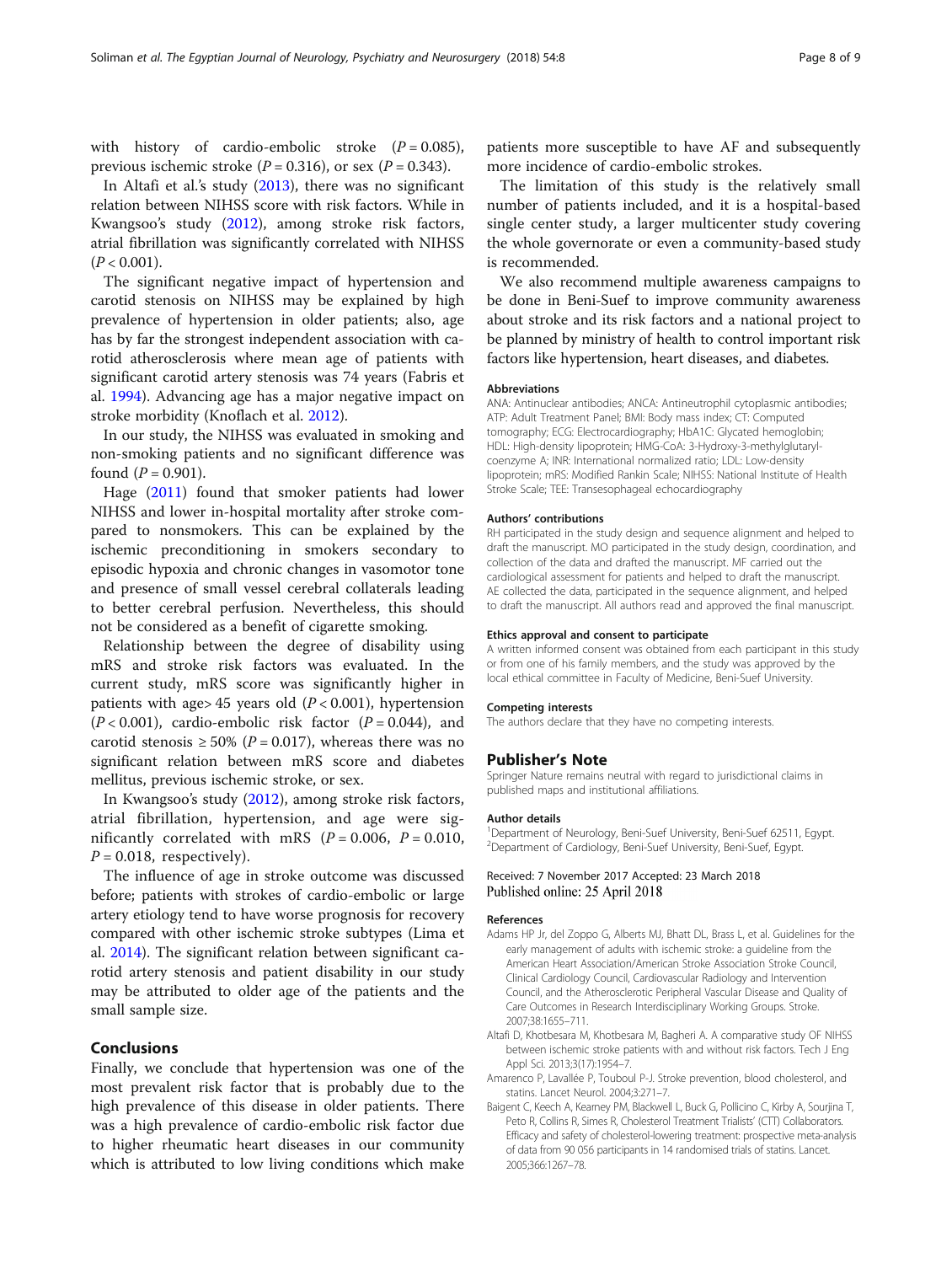with history of cardio-embolic stroke ($P = 0.085$), previous ischemic stroke ($P = 0.316$), or sex ($P = 0.343$).

In Altafi et al.'s study (2013), there was no significant relation between NIHSS score with risk factors. While in Kwangsoo's study (2012), among stroke risk factors, atrial fibrillation was significantly correlated with NIHSS ($P < 0.001$).

The significant negative impact of hypertension and carotid stenosis on NIHSS may be explained by high prevalence of hypertension in older patients; also, age has by far the strongest independent association with carotid atherosclerosis where mean age of patients with significant carotid artery stenosis was 74 years (Fabris et al. 1994). Advancing age has a major negative impact on stroke morbidity (Knoflach et al. 2012).

In our study, the NIHSS was evaluated in smoking and non-smoking patients and no significant difference was found ($P = 0.901$).

Hage (2011) found that smoker patients had lower NIHSS and lower in-hospital mortality after stroke compared to nonsmokers. This can be explained by the ischemic preconditioning in smokers secondary to episodic hypoxia and chronic changes in vasomotor tone and presence of small vessel cerebral collaterals leading to better cerebral perfusion. Nevertheless, this should not be considered as a benefit of cigarette smoking.

Relationship between the degree of disability using mRS and stroke risk factors was evaluated. In the current study, mRS score was significantly higher in patients with age> 45 years old ($P < 0.001$), hypertension ($P < 0.001$), cardio-embolic risk factor ($P = 0.044$), and carotid stenosis ≥ 50% ($P = 0.017$), whereas there was no significant relation between mRS score and diabetes mellitus, previous ischemic stroke, or sex.

In Kwangsoo's study (2012), among stroke risk factors, atrial fibrillation, hypertension, and age were significantly correlated with mRS ($P = 0.006$, $P = 0.010$, $P = 0.018$, respectively).

The influence of age in stroke outcome was discussed before; patients with strokes of cardio-embolic or large artery etiology tend to have worse prognosis for recovery compared with other ischemic stroke subtypes (Lima et al. 2014). The significant relation between significant carotid artery stenosis and patient disability in our study may be attributed to older age of the patients and the small sample size.

## Conclusions

Finally, we conclude that hypertension was one of the most prevalent risk factor that is probably due to the high prevalence of this disease in older patients. There was a high prevalence of cardio-embolic risk factor due to higher rheumatic heart diseases in our community which is attributed to low living conditions which make patients more susceptible to have AF and subsequently more incidence of cardio-embolic strokes.

The limitation of this study is the relatively small number of patients included, and it is a hospital-based single center study, a larger multicenter study covering the whole governorate or even a community-based study is recommended.

We also recommend multiple awareness campaigns to be done in Beni-Suef to improve community awareness about stroke and its risk factors and a national project to be planned by ministry of health to control important risk factors like hypertension, heart diseases, and diabetes.

#### Abbreviations

ANA: Antinuclear antibodies; ANCA: Antineutrophil cytoplasmic antibodies; ATP: Adult Treatment Panel; BMI: Body mass index; CT: Computed tomography; ECG: Electrocardiography; HbA1C: Glycated hemoglobin; HDL: High-density lipoprotein; HMG-CoA: 3-Hydroxy-3-methylglutaryl-coenzyme A; INR: International normalized ratio; LDL: Low-density lipoprotein; mRS: Modified Rankin Scale; NIHSS: National Institute of Health Stroke Scale; TEE: Transesophageal echocardiography

#### Authors' contributions

RH participated in the study design and sequence alignment and helped to draft the manuscript. MO participated in the study design, coordination, and collection of the data and drafted the manuscript. MF carried out the cardiological assessment for patients and helped to draft the manuscript. AE collected the data, participated in the sequence alignment, and helped to draft the manuscript. All authors read and approved the final manuscript.

#### Ethics approval and consent to participate

A written informed consent was obtained from each participant in this study or from one of his family members, and the study was approved by the local ethical committee in Faculty of Medicine, Beni-Suef University.

#### Competing interests

The authors declare that they have no competing interests.

### Publisher's Note

Springer Nature remains neutral with regard to jurisdictional claims in published maps and institutional affiliations.

#### Author details

[1]Department of Neurology, Beni-Suef University, Beni-Suef 62511, Egypt. [2]Department of Cardiology, Beni-Suef University, Beni-Suef, Egypt.

Received: 7 November 2017 Accepted: 23 March 2018
Published online: 25 April 2018

#### References

Adams HP Jr, del Zoppo G, Alberts MJ, Bhatt DL, Brass L, et al. Guidelines for the early management of adults with ischemic stroke: a guideline from the American Heart Association/American Stroke Association Stroke Council, Clinical Cardiology Council, Cardiovascular Radiology and Intervention Council, and the Atherosclerotic Peripheral Vascular Disease and Quality of Care Outcomes in Research Interdisciplinary Working Groups. Stroke. 2007;38:1655–711.

Altafi D, Khotbesara M, Khotbesara M, Bagheri A. A comparative study OF NIHSS between ischemic stroke patients with and without risk factors. Tech J Eng Appl Sci. 2013;3(17):1954–7.

Amarenco P, Lavallée P, Touboul P-J. Stroke prevention, blood cholesterol, and statins. Lancet Neurol. 2004;3:271–7.

Baigent C, Keech A, Kearney PM, Blackwell L, Buck G, Pollicino C, Kirby A, Sourjina T, Peto R, Collins R, Simes R, Cholesterol Treatment Trialists' (CTT) Collaborators. Efficacy and safety of cholesterol-lowering treatment: prospective meta-analysis of data from 90 056 participants in 14 randomised trials of statins. Lancet. 2005;366:1267–78.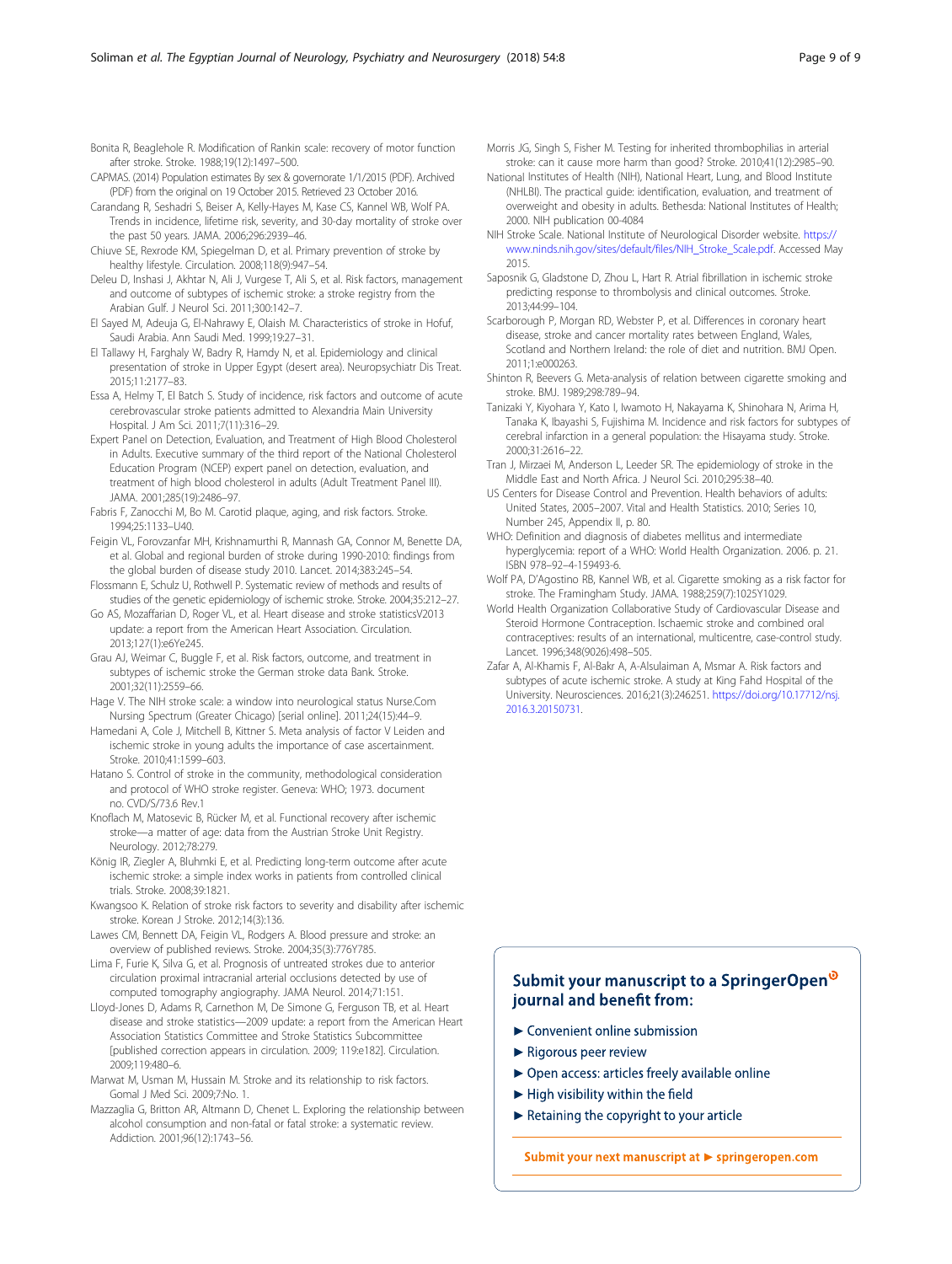Bonita R, Beaglehole R. Modification of Rankin scale: recovery of motor function after stroke. Stroke. 1988;19(12):1497–500.

CAPMAS. (2014) Population estimates By sex & governorate 1/1/2015 (PDF). Archived (PDF) from the original on 19 October 2015. Retrieved 23 October 2016.

Carandang R, Seshadri S, Beiser A, Kelly-Hayes M, Kase CS, Kannel WB, Wolf PA. Trends in incidence, lifetime risk, severity, and 30-day mortality of stroke over the past 50 years. JAMA. 2006;296:2939–46.

Chiuve SE, Rexrode KM, Spiegelman D, et al. Primary prevention of stroke by healthy lifestyle. Circulation. 2008;118(9):947–54.

Deleu D, Inshasi J, Akhtar N, Ali J, Vurgese T, Ali S, et al. Risk factors, management and outcome of subtypes of ischemic stroke: a stroke registry from the Arabian Gulf. J Neurol Sci. 2011;300:142–7.

El Sayed M, Adeuja G, El-Nahrawy E, Olaish M. Characteristics of stroke in Hofuf, Saudi Arabia. Ann Saudi Med. 1999;19:27–31.

El Tallawy H, Farghaly W, Badry R, Hamdy N, et al. Epidemiology and clinical presentation of stroke in Upper Egypt (desert area). Neuropsychiatr Dis Treat. 2015;11:2177–83.

Essa A, Helmy T, El Batch S. Study of incidence, risk factors and outcome of acute cerebrovascular stroke patients admitted to Alexandria Main University Hospital. J Am Sci. 2011;7(11):316–29.

Expert Panel on Detection, Evaluation, and Treatment of High Blood Cholesterol in Adults. Executive summary of the third report of the National Cholesterol Education Program (NCEP) expert panel on detection, evaluation, and treatment of high blood cholesterol in adults (Adult Treatment Panel III). JAMA. 2001;285(19):2486–97.

Fabris F, Zanocchi M, Bo M. Carotid plaque, aging, and risk factors. Stroke. 1994;25:1133–U40.

Feigin VL, Forovzanfar MH, Krishnamurthi R, Mannash GA, Connor M, Benette DA, et al. Global and regional burden of stroke during 1990-2010: findings from the global burden of disease study 2010. Lancet. 2014;383:245–54.

Flossmann E, Schulz U, Rothwell P. Systematic review of methods and results of studies of the genetic epidemiology of ischemic stroke. Stroke. 2004;35:212–27.

Go AS, Mozaffarian D, Roger VL, et al. Heart disease and stroke statisticsV2013 update: a report from the American Heart Association. Circulation. 2013;127(1):e6Ye245.

Grau AJ, Weimar C, Buggle F, et al. Risk factors, outcome, and treatment in subtypes of ischemic stroke the German stroke data Bank. Stroke. 2001;32(11):2559–66.

Hage V. The NIH stroke scale: a window into neurological status Nurse.Com Nursing Spectrum (Greater Chicago) [serial online]. 2011;24(15):44–9.

Hamedani A, Cole J, Mitchell B, Kittner S. Meta analysis of factor V Leiden and ischemic stroke in young adults the importance of case ascertainment. Stroke. 2010;41:1599–603.

Hatano S. Control of stroke in the community, methodological consideration and protocol of WHO stroke register. Geneva: WHO; 1973. document no. CVD/S/73.6 Rev.1

Knoflach M, Matosevic B, Rücker M, et al. Functional recovery after ischemic stroke—a matter of age: data from the Austrian Stroke Unit Registry. Neurology. 2012;78:279.

König IR, Ziegler A, Bluhmki E, et al. Predicting long-term outcome after acute ischemic stroke: a simple index works in patients from controlled clinical trials. Stroke. 2008;39:1821.

Kwangsoo K. Relation of stroke risk factors to severity and disability after ischemic stroke. Korean J Stroke. 2012;14(3):136.

Lawes CM, Bennett DA, Feigin VL, Rodgers A. Blood pressure and stroke: an overview of published reviews. Stroke. 2004;35(3):776Y785.

Lima F, Furie K, Silva G, et al. Prognosis of untreated strokes due to anterior circulation proximal intracranial arterial occlusions detected by use of computed tomography angiography. JAMA Neurol. 2014;71:151.

Lloyd-Jones D, Adams R, Carnethon M, De Simone G, Ferguson TB, et al. Heart disease and stroke statistics—2009 update: a report from the American Heart Association Statistics Committee and Stroke Statistics Subcommittee [published correction appears in circulation. 2009; 119:e182]. Circulation. 2009;119:480–6.

Marwat M, Usman M, Hussain M. Stroke and its relationship to risk factors. Gomal J Med Sci. 2009;7:No. 1.

Mazzaglia G, Britton AR, Altmann D, Chenet L. Exploring the relationship between alcohol consumption and non-fatal or fatal stroke: a systematic review. Addiction. 2001;96(12):1743–56.

Morris JG, Singh S, Fisher M. Testing for inherited thrombophilias in arterial stroke: can it cause more harm than good? Stroke. 2010;41(12):2985–90.

National Institutes of Health (NIH), National Heart, Lung, and Blood Institute (NHLBI). The practical guide: identification, evaluation, and treatment of overweight and obesity in adults. Bethesda: National Institutes of Health; 2000. NIH publication 00-4084

NIH Stroke Scale. National Institute of Neurological Disorder website. https://www.ninds.nih.gov/sites/default/files/NIH_Stroke_Scale.pdf. Accessed May 2015.

Saposnik G, Gladstone D, Zhou L, Hart R. Atrial fibrillation in ischemic stroke predicting response to thrombolysis and clinical outcomes. Stroke. 2013;44:99–104.

Scarborough P, Morgan RD, Webster P, et al. Differences in coronary heart disease, stroke and cancer mortality rates between England, Wales, Scotland and Northern Ireland: the role of diet and nutrition. BMJ Open. 2011;1:e000263.

Shinton R, Beevers G. Meta-analysis of relation between cigarette smoking and stroke. BMJ. 1989;298:789–94.

Tanizaki Y, Kiyohara Y, Kato I, Iwamoto H, Nakayama K, Shinohara N, Arima H, Tanaka K, Ibayashi S, Fujishima M. Incidence and risk factors for subtypes of cerebral infarction in a general population: the Hisayama study. Stroke. 2000;31:2616–22.

Tran J, Mirzaei M, Anderson L, Leeder SR. The epidemiology of stroke in the Middle East and North Africa. J Neurol Sci. 2010;295:38–40.

US Centers for Disease Control and Prevention. Health behaviors of adults: United States, 2005–2007. Vital and Health Statistics. 2010; Series 10, Number 245, Appendix II, p. 80.

WHO: Definition and diagnosis of diabetes mellitus and intermediate hyperglycemia: report of a WHO: World Health Organization. 2006. p. 21. ISBN 978–92–4-159493-6.

Wolf PA, D'Agostino RB, Kannel WB, et al. Cigarette smoking as a risk factor for stroke. The Framingham Study. JAMA. 1988;259(7):1025Y1029.

World Health Organization Collaborative Study of Cardiovascular Disease and Steroid Hormone Contraception. Ischaemic stroke and combined oral contraceptives: results of an international, multicentre, case-control study. Lancet. 1996;348(9026):498–505.

Zafar A, Al-Khamis F, Al-Bakr A, A-Alsulaiman A, Msmar A. Risk factors and subtypes of acute ischemic stroke. A study at King Fahd Hospital of the University. Neurosciences. 2016;21(3):246251. https://doi.org/10.17712/nsj.2016.3.20150731.

**Submit your manuscript to a SpringerOpen journal and benefit from:**

- ► Convenient online submission
- ► Rigorous peer review
- ► Open access: articles freely available online
- ► High visibility within the field
- ► Retaining the copyright to your article

**Submit your next manuscript at ► springeropen.com**